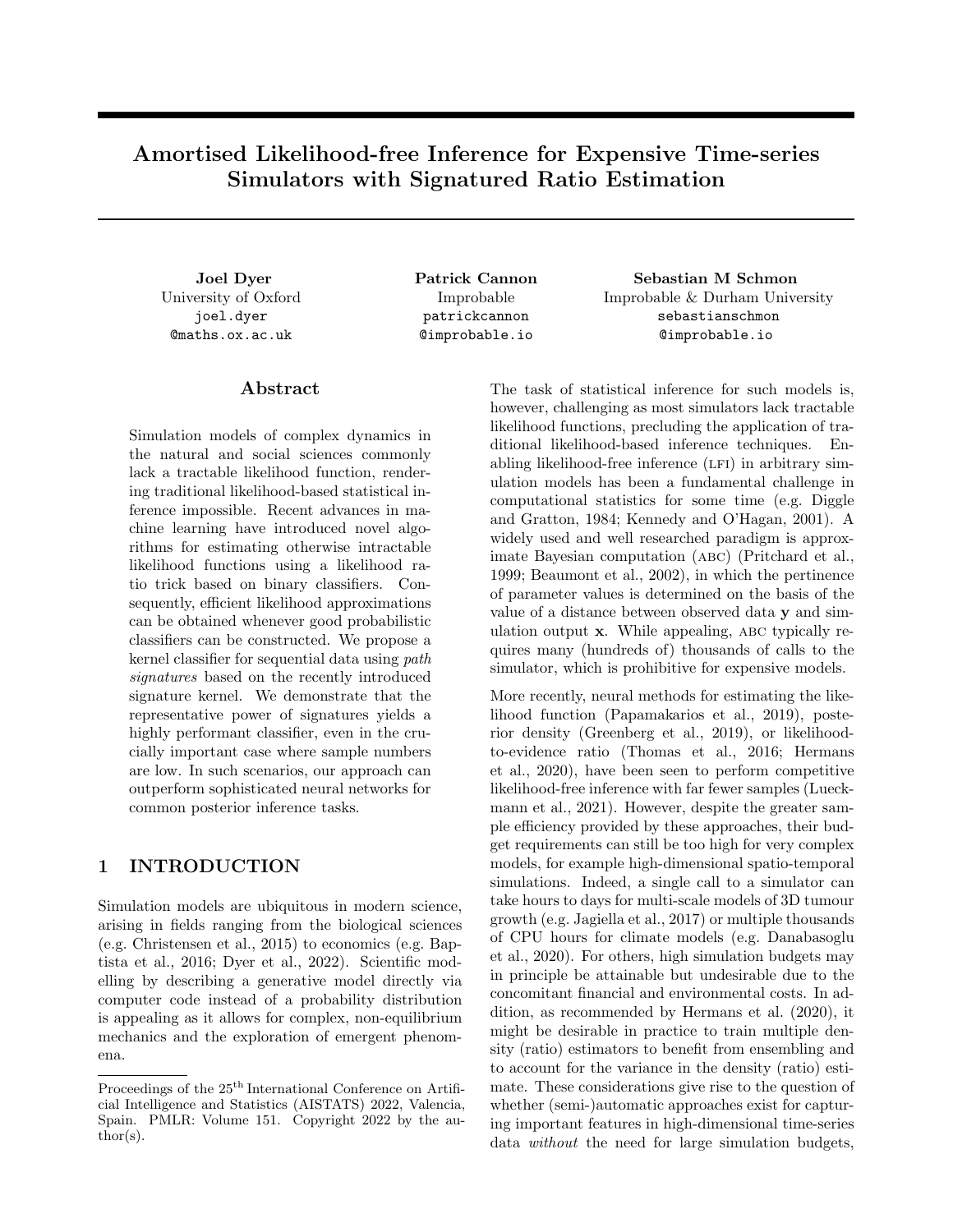# Amortised Likelihood-free Inference for Expensive Time-series Simulators with Signatured Ratio Estimation

**Joel Dyer**
University of Oxford
joel.dyer@maths.ox.ac.uk

**Patrick Cannon**
Improbable
patrickcannon@improbable.io

**Sebastian M Schmon**
Improbable & Durham University
sebastianschmon@improbable.io

## Abstract

Simulation models of complex dynamics in the natural and social sciences commonly lack a tractable likelihood function, rendering traditional likelihood-based statistical inference impossible. Recent advances in machine learning have introduced novel algorithms for estimating otherwise intractable likelihood functions using a likelihood ratio trick based on binary classifiers. Consequently, efficient likelihood approximations can be obtained whenever good probabilistic classifiers can be constructed. We propose a kernel classifier for sequential data using *path signatures* based on the recently introduced signature kernel. We demonstrate that the representative power of signatures yields a highly performant classifier, even in the crucially important case where sample numbers are low. In such scenarios, our approach can outperform sophisticated neural networks for common posterior inference tasks.

## 1 INTRODUCTION

Simulation models are ubiquitous in modern science, arising in fields ranging from the biological sciences (e.g. Christensen et al., 2015) to economics (e.g. Baptista et al., 2016; Dyer et al., 2022). Scientific modelling by describing a generative model directly via computer code instead of a probability distribution is appealing as it allows for complex, non-equilibrium mechanics and the exploration of emergent phenomena.

The task of statistical inference for such models is, however, challenging as most simulators lack tractable likelihood functions, precluding the application of traditional likelihood-based inference techniques. Enabling likelihood-free inference (LFI) in arbitrary simulation models has been a fundamental challenge in computational statistics for some time (e.g. Diggle and Gratton, 1984; Kennedy and O'Hagan, 2001). A widely used and well researched paradigm is approximate Bayesian computation (ABC) (Pritchard et al., 1999; Beaumont et al., 2002), in which the pertinence of parameter values is determined on the basis of the value of a distance between observed data $\mathbf{y}$ and simulation output $\mathbf{x}$. While appealing, ABC typically requires many (hundreds of) thousands of calls to the simulator, which is prohibitive for expensive models.

More recently, neural methods for estimating the likelihood function (Papamakarios et al., 2019), posterior density (Greenberg et al., 2019), or likelihood-to-evidence ratio (Thomas et al., 2016; Hermans et al., 2020), have been seen to perform competitive likelihood-free inference with far fewer samples (Lueckmann et al., 2021). However, despite the greater sample efficiency provided by these approaches, their budget requirements can still be too high for very complex models, for example high-dimensional spatio-temporal simulations. Indeed, a single call to a simulator can take hours to days for multi-scale models of 3D tumour growth (e.g. Jagiella et al., 2017) or multiple thousands of CPU hours for climate models (e.g. Danabasoglu et al., 2020). For others, high simulation budgets may in principle be attainable but undesirable due to the concomitant financial and environmental costs. In addition, as recommended by Hermans et al. (2020), it might be desirable in practice to train multiple density (ratio) estimators to benefit from ensembling and to account for the variance in the density (ratio) estimate. These considerations give rise to the question of whether (semi-)automatic approaches exist for capturing important features in high-dimensional time-series data *without* the need for large simulation budgets,

Proceedings of the 25[th] International Conference on Artificial Intelligence and Statistics (AISTATS) 2022, Valencia, Spain. PMLR: Volume 151. Copyright 2022 by the author(s).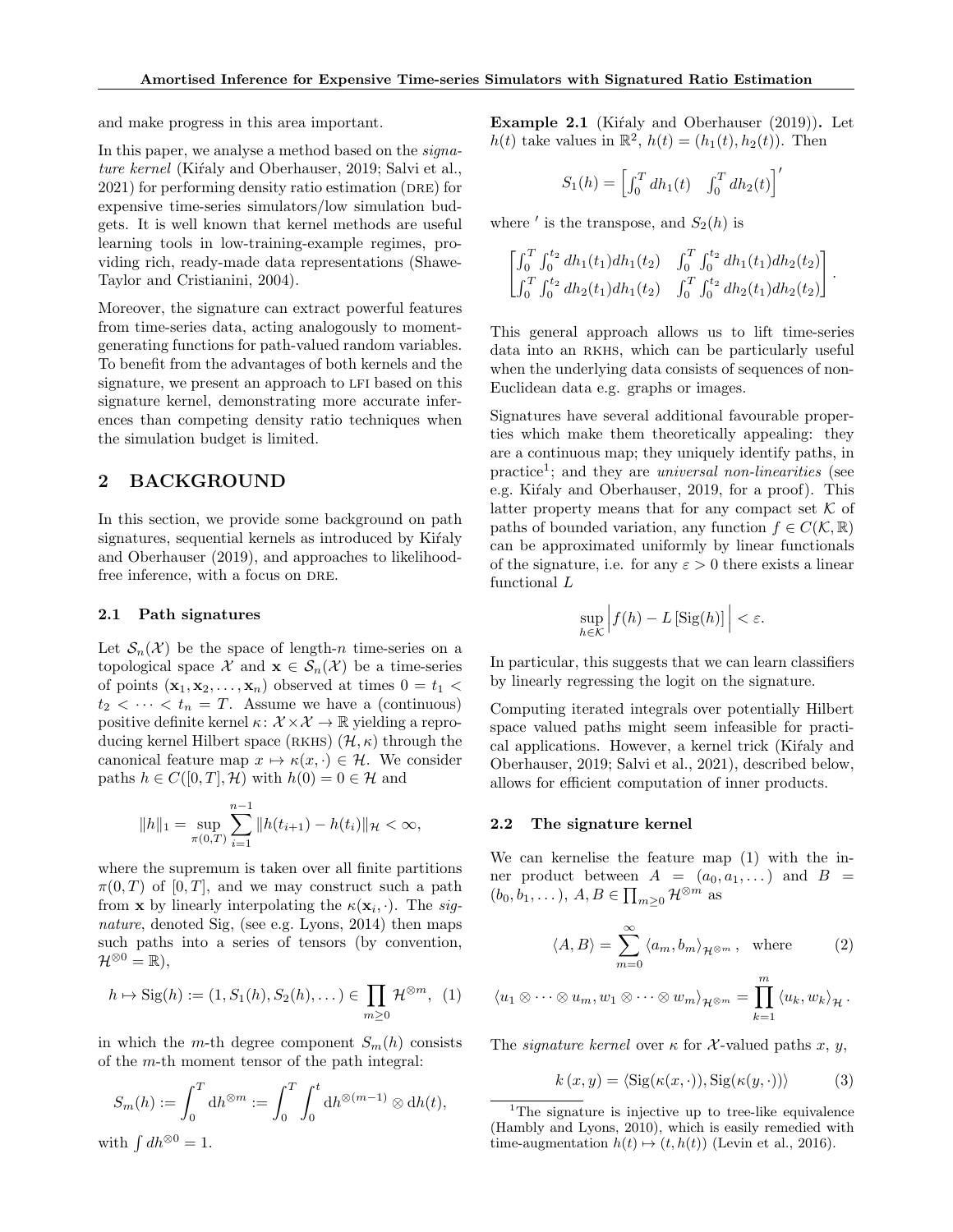and make progress in this area important.

In this paper, we analyse a method based on the *signature kernel* (Kiŕaly and Oberhauser, 2019; Salvi et al., 2021) for performing density ratio estimation (DRE) for expensive time-series simulators/low simulation budgets. It is well known that kernel methods are useful learning tools in low-training-example regimes, providing rich, ready-made data representations (Shawe-Taylor and Cristianini, 2004).

Moreover, the signature can extract powerful features from time-series data, acting analogously to moment-generating functions for path-valued random variables. To benefit from the advantages of both kernels and the signature, we present an approach to LFI based on this signature kernel, demonstrating more accurate inferences than competing density ratio techniques when the simulation budget is limited.

## 2 BACKGROUND

In this section, we provide some background on path signatures, sequential kernels as introduced by Kiŕaly and Oberhauser (2019), and approaches to likelihood-free inference, with a focus on DRE.

### 2.1 Path signatures

Let $\mathcal{S}_n(\mathcal{X})$ be the space of length-$n$ time-series on a topological space $\mathcal{X}$ and $\mathbf{x} \in \mathcal{S}_n(\mathcal{X})$ be a time-series of points $(\mathbf{x}_1, \mathbf{x}_2, \dots, \mathbf{x}_n)$ observed at times $0 = t_1 < t_2 < \dots < t_n = T$. Assume we have a (continuous) positive definite kernel $\kappa \colon \mathcal{X} \times \mathcal{X} \to \mathbb{R}$ yielding a reproducing kernel Hilbert space (RKHS) $(\mathcal{H}, \kappa)$ through the canonical feature map $x \mapsto \kappa(x, \cdot) \in \mathcal{H}$. We consider paths $h \in C([0,T], \mathcal{H})$ with $h(0) = 0 \in \mathcal{H}$ and

$$\|h\|_1 = \sup_{\pi(0,T)} \sum_{i=1}^{n-1} \|h(t_{i+1}) - h(t_i)\|_{\mathcal{H}} < \infty,$$

where the supremum is taken over all finite partitions $\pi(0,T)$ of $[0,T]$, and we may construct such a path from $\mathbf{x}$ by linearly interpolating the $\kappa(\mathbf{x}_i, \cdot)$. The *signature*, denoted Sig, (see e.g. Lyons, 2014) then maps such paths into a series of tensors (by convention, $\mathcal{H}^{\otimes 0} = \mathbb{R}$),

$$h \mapsto \mathrm{Sig}(h) := (1, S_1(h), S_2(h), \dots) \in \prod_{m \geq 0} \mathcal{H}^{\otimes m}, \quad (1)$$

in which the $m$-th degree component $S_m(h)$ consists of the $m$-th moment tensor of the path integral:

$$S_m(h) := \int_0^T \mathrm{d}h^{\otimes m} := \int_0^T \int_0^t \mathrm{d}h^{\otimes (m-1)} \otimes \mathrm{d}h(t),$$

with $\int dh^{\otimes 0} = 1$.

**Example 2.1** (Kiŕaly and Oberhauser (2019)). Let $h(t)$ take values in $\mathbb{R}^2$, $h(t) = (h_1(t), h_2(t))$. Then

$$S_1(h) = \begin{bmatrix} \int_0^T dh_1(t) & \int_0^T dh_2(t) \end{bmatrix}'$$

where $'$ is the transpose, and $S_2(h)$ is

$$\begin{bmatrix} \int_0^T \int_0^{t_2} dh_1(t_1) dh_1(t_2) & \int_0^T \int_0^{t_2} dh_1(t_1) dh_2(t_2) \\ \int_0^T \int_0^{t_2} dh_2(t_1) dh_1(t_2) & \int_0^T \int_0^{t_2} dh_2(t_1) dh_2(t_2) \end{bmatrix}.$$

This general approach allows us to lift time-series data into an RKHS, which can be particularly useful when the underlying data consists of sequences of non-Euclidean data e.g. graphs or images.

Signatures have several additional favourable properties which make them theoretically appealing: they are a continuous map; they uniquely identify paths, in practice[1]; and they are *universal non-linearities* (see e.g. Kiŕaly and Oberhauser, 2019, for a proof). This latter property means that for any compact set $\mathcal{K}$ of paths of bounded variation, any function $f \in C(\mathcal{K}, \mathbb{R})$ can be approximated uniformly by linear functionals of the signature, i.e. for any $\varepsilon > 0$ there exists a linear functional $L$

$$\sup_{h \in \mathcal{K}} \Big| f(h) - L\left[\mathrm{Sig}(h)\right] \Big| < \varepsilon.$$

In particular, this suggests that we can learn classifiers by linearly regressing the logit on the signature.

Computing iterated integrals over potentially Hilbert space valued paths might seem infeasible for practical applications. However, a kernel trick (Kiŕaly and Oberhauser, 2019; Salvi et al., 2021), described below, allows for efficient computation of inner products.

### 2.2 The signature kernel

We can kernelise the feature map (1) with the inner product between $A = (a_0, a_1, \dots)$ and $B = (b_0, b_1, \dots)$, $A, B \in \prod_{m \geq 0} \mathcal{H}^{\otimes m}$ as

$$\langle A, B \rangle = \sum_{m=0}^{\infty} \langle a_m, b_m \rangle_{\mathcal{H}^{\otimes m}}, \quad \text{where} \quad (2)$$

$$\langle u_1 \otimes \dots \otimes u_m, w_1 \otimes \dots \otimes w_m \rangle_{\mathcal{H}^{\otimes m}} = \prod_{k=1}^{m} \langle u_k, w_k \rangle_{\mathcal{H}}.$$

The *signature kernel* over $\kappa$ for $\mathcal{X}$-valued paths $x$, $y$,

$$k(x, y) = \langle \mathrm{Sig}(\kappa(x, \cdot)), \mathrm{Sig}(\kappa(y, \cdot)) \rangle \quad (3)$$

[1] The signature is injective up to tree-like equivalence (Hambly and Lyons, 2010), which is easily remedied with time-augmentation $h(t) \mapsto (t, h(t))$ (Levin et al., 2016).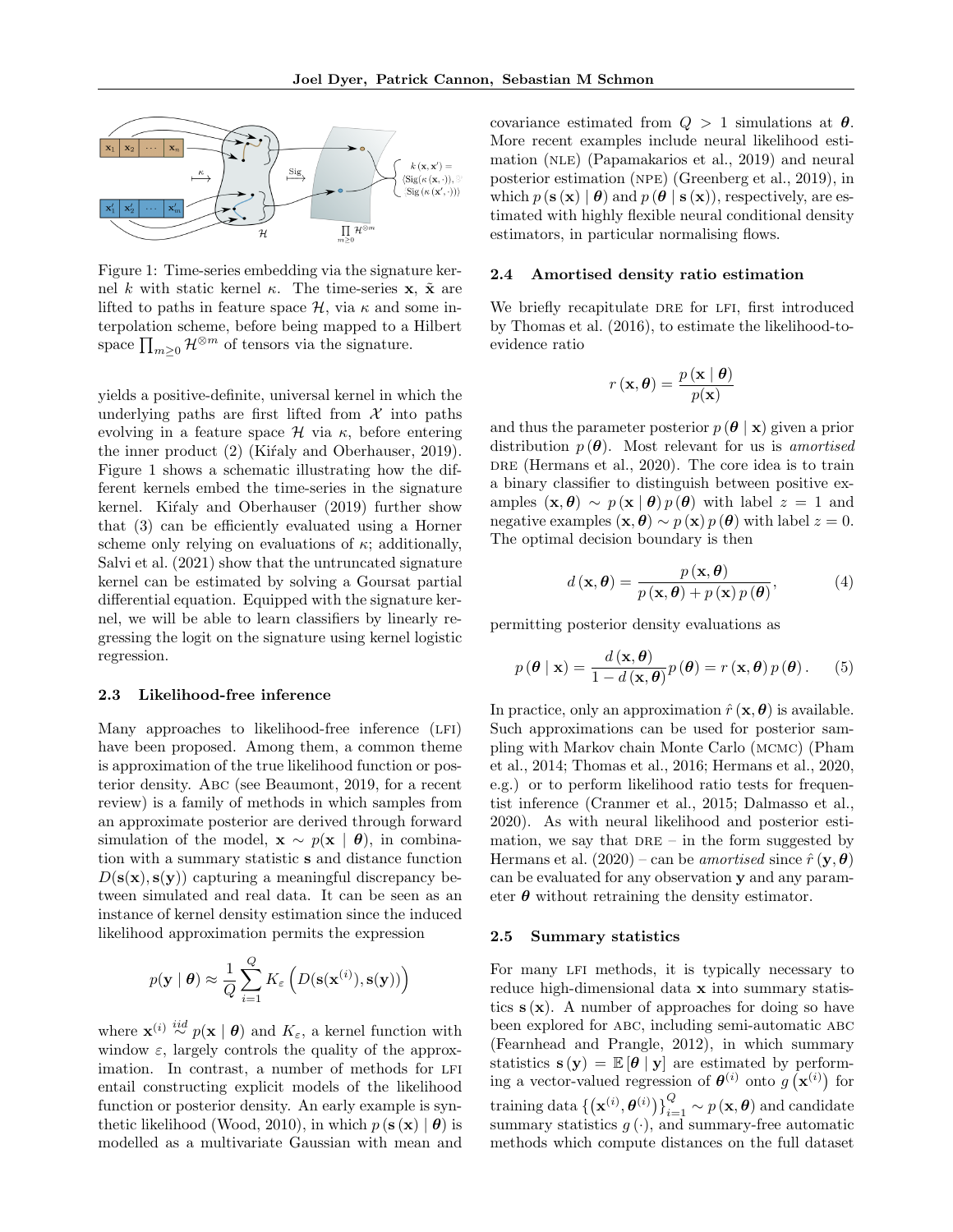Figure 1: Time-series embedding via the signature kernel $k$ with static kernel $\kappa$. The time-series $\mathbf{x}$, $\tilde{\mathbf{x}}$ are lifted to paths in feature space $\mathcal{H}$, via $\kappa$ and some interpolation scheme, before being mapped to a Hilbert space $\prod_{m\geq 0} \mathcal{H}^{\otimes m}$ of tensors via the signature.

yields a positive-definite, universal kernel in which the underlying paths are first lifted from $\mathcal{X}$ into paths evolving in a feature space $\mathcal{H}$ via $\kappa$, before entering the inner product (2) (Kiŕaly and Oberhauser, 2019). Figure 1 shows a schematic illustrating how the different kernels embed the time-series in the signature kernel. Kiŕaly and Oberhauser (2019) further show that (3) can be efficiently evaluated using a Horner scheme only relying on evaluations of $\kappa$; additionally, Salvi et al. (2021) show that the untruncated signature kernel can be estimated by solving a Goursat partial differential equation. Equipped with the signature kernel, we will be able to learn classifiers by linearly regressing the logit on the signature using kernel logistic regression.

### 2.3 Likelihood-free inference

Many approaches to likelihood-free inference (LFI) have been proposed. Among them, a common theme is approximation of the true likelihood function or posterior density. ABC (see Beaumont, 2019, for a recent review) is a family of methods in which samples from an approximate posterior are derived through forward simulation of the model, $\mathbf{x} \sim p(\mathbf{x} \mid \boldsymbol{\theta})$, in combination with a summary statistic $\mathbf{s}$ and distance function $D(\mathbf{s}(\mathbf{x}), \mathbf{s}(\mathbf{y}))$ capturing a meaningful discrepancy between simulated and real data. It can be seen as an instance of kernel density estimation since the induced likelihood approximation permits the expression

$$p(\mathbf{y} \mid \boldsymbol{\theta}) \approx \frac{1}{Q}\sum_{i=1}^{Q} K_\varepsilon\left(D(\mathbf{s}(\mathbf{x}^{(i)}), \mathbf{s}(\mathbf{y}))\right)$$

where $\mathbf{x}^{(i)} \overset{iid}{\sim} p(\mathbf{x} \mid \boldsymbol{\theta})$ and $K_\varepsilon$, a kernel function with window $\varepsilon$, largely controls the quality of the approximation. In contrast, a number of methods for LFI entail constructing explicit models of the likelihood function or posterior density. An early example is synthetic likelihood (Wood, 2010), in which $p(\mathbf{s}(\mathbf{x}) \mid \boldsymbol{\theta})$ is modelled as a multivariate Gaussian with mean and covariance estimated from $Q > 1$ simulations at $\boldsymbol{\theta}$. More recent examples include neural likelihood estimation (NLE) (Papamakarios et al., 2019) and neural posterior estimation (NPE) (Greenberg et al., 2019), in which $p(\mathbf{s}(\mathbf{x}) \mid \boldsymbol{\theta})$ and $p(\boldsymbol{\theta} \mid \mathbf{s}(\mathbf{x}))$, respectively, are estimated with highly flexible neural conditional density estimators, in particular normalising flows.

### 2.4 Amortised density ratio estimation

We briefly recapitulate DRE for LFI, first introduced by Thomas et al. (2016), to estimate the likelihood-to-evidence ratio

$$r(\mathbf{x}, \boldsymbol{\theta}) = \frac{p(\mathbf{x} \mid \boldsymbol{\theta})}{p(\mathbf{x})}$$

and thus the parameter posterior $p(\boldsymbol{\theta} \mid \mathbf{x})$ given a prior distribution $p(\boldsymbol{\theta})$. Most relevant for us is *amortised* DRE (Hermans et al., 2020). The core idea is to train a binary classifier to distinguish between positive examples $(\mathbf{x}, \boldsymbol{\theta}) \sim p(\mathbf{x} \mid \boldsymbol{\theta})\, p(\boldsymbol{\theta})$ with label $z = 1$ and negative examples $(\mathbf{x}, \boldsymbol{\theta}) \sim p(\mathbf{x})\, p(\boldsymbol{\theta})$ with label $z = 0$. The optimal decision boundary is then

$$d(\mathbf{x}, \boldsymbol{\theta}) = \frac{p(\mathbf{x}, \boldsymbol{\theta})}{p(\mathbf{x}, \boldsymbol{\theta}) + p(\mathbf{x})\, p(\boldsymbol{\theta})}, \tag{4}$$

permitting posterior density evaluations as

$$p(\boldsymbol{\theta} \mid \mathbf{x}) = \frac{d(\mathbf{x}, \boldsymbol{\theta})}{1 - d(\mathbf{x}, \boldsymbol{\theta})}\, p(\boldsymbol{\theta}) = r(\mathbf{x}, \boldsymbol{\theta})\, p(\boldsymbol{\theta}). \tag{5}$$

In practice, only an approximation $\hat{r}(\mathbf{x}, \boldsymbol{\theta})$ is available. Such approximations can be used for posterior sampling with Markov chain Monte Carlo (MCMC) (Pham et al., 2014; Thomas et al., 2016; Hermans et al., 2020, e.g.) or to perform likelihood ratio tests for frequentist inference (Cranmer et al., 2015; Dalmasso et al., 2020). As with neural likelihood and posterior estimation, we say that DRE – in the form suggested by Hermans et al. (2020) – can be *amortised* since $\hat{r}(\mathbf{y}, \boldsymbol{\theta})$ can be evaluated for any observation $\mathbf{y}$ and any parameter $\boldsymbol{\theta}$ without retraining the density estimator.

### 2.5 Summary statistics

For many LFI methods, it is typically necessary to reduce high-dimensional data $\mathbf{x}$ into summary statistics $\mathbf{s}(\mathbf{x})$. A number of approaches for doing so have been explored for ABC, including semi-automatic ABC (Fearnhead and Prangle, 2012), in which summary statistics $\mathbf{s}(\mathbf{y}) = \mathbb{E}[\boldsymbol{\theta} \mid \mathbf{y}]$ are estimated by performing a vector-valued regression of $\boldsymbol{\theta}^{(i)}$ onto $g\left(\mathbf{x}^{(i)}\right)$ for training data $\left\{\left(\mathbf{x}^{(i)}, \boldsymbol{\theta}^{(i)}\right)\right\}_{i=1}^{Q} \sim p(\mathbf{x}, \boldsymbol{\theta})$ and candidate summary statistics $g(\cdot)$, and summary-free automatic methods which compute distances on the full dataset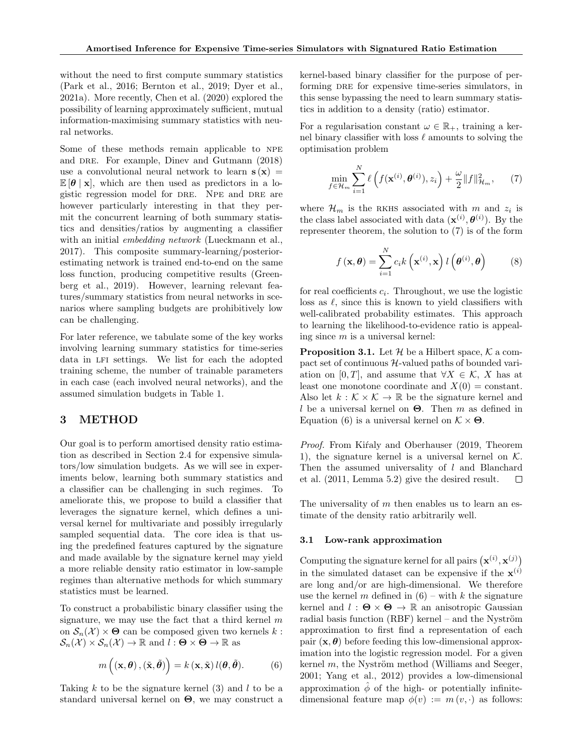without the need to first compute summary statistics (Park et al., 2016; Bernton et al., 2019; Dyer et al., 2021a). More recently, Chen et al. (2020) explored the possibility of learning approximately sufficient, mutual information-maximising summary statistics with neural networks.

Some of these methods remain applicable to NPE and DRE. For example, Dinev and Gutmann (2018) use a convolutional neural network to learn $\mathbf{s}(\mathbf{x}) = \mathbb{E}[\boldsymbol{\theta} \mid \mathbf{x}]$, which are then used as predictors in a logistic regression model for DRE. NPE and DRE are however particularly interesting in that they permit the concurrent learning of both summary statistics and densities/ratios by augmenting a classifier with an initial *embedding network* (Lueckmann et al., 2017). This composite summary-learning/posterior-estimating network is trained end-to-end on the same loss function, producing competitive results (Greenberg et al., 2019). However, learning relevant features/summary statistics from neural networks in scenarios where sampling budgets are prohibitively low can be challenging.

For later reference, we tabulate some of the key works involving learning summary statistics for time-series data in LFI settings. We list for each the adopted training scheme, the number of trainable parameters in each case (each involved neural networks), and the assumed simulation budgets in Table 1.

# 3 METHOD

Our goal is to perform amortised density ratio estimation as described in Section 2.4 for expensive simulators/low simulation budgets. As we will see in experiments below, learning both summary statistics and a classifier can be challenging in such regimes. To ameliorate this, we propose to build a classifier that leverages the signature kernel, which defines a universal kernel for multivariate and possibly irregularly sampled sequential data. The core idea is that using the predefined features captured by the signature and made available by the signature kernel may yield a more reliable density ratio estimator in low-sample regimes than alternative methods for which summary statistics must be learned.

To construct a probabilistic binary classifier using the signature, we may use the fact that a third kernel $m$ on $\mathcal{S}_n(\mathcal{X}) \times \boldsymbol{\Theta}$ can be composed given two kernels $k : \mathcal{S}_n(\mathcal{X}) \times \mathcal{S}_n(\mathcal{X}) \to \mathbb{R}$ and $l : \boldsymbol{\Theta} \times \boldsymbol{\Theta} \to \mathbb{R}$ as

$$m\left((\mathbf{x}, \boldsymbol{\theta}), (\tilde{\mathbf{x}}, \tilde{\boldsymbol{\theta}})\right) = k(\mathbf{x}, \tilde{\mathbf{x}})\, l(\boldsymbol{\theta}, \tilde{\boldsymbol{\theta}}). \tag{6}$$

Taking $k$ to be the signature kernel (3) and $l$ to be a standard universal kernel on $\boldsymbol{\Theta}$, we may construct a kernel-based binary classifier for the purpose of performing DRE for expensive time-series simulators, in this sense bypassing the need to learn summary statistics in addition to a density (ratio) estimator.

For a regularisation constant $\omega \in \mathbb{R}_+$, training a kernel binary classifier with loss $\ell$ amounts to solving the optimisation problem

$$\min_{f \in \mathcal{H}_m} \sum_{i=1}^{N} \ell\left(f(\mathbf{x}^{(i)}, \boldsymbol{\theta}^{(i)}), z_i\right) + \frac{\omega}{2}\|f\|^2_{\mathcal{H}_m}, \tag{7}$$

where $\mathcal{H}_m$ is the RKHS associated with $m$ and $z_i$ is the class label associated with data $(\mathbf{x}^{(i)}, \boldsymbol{\theta}^{(i)})$. By the representer theorem, the solution to (7) is of the form

$$f(\mathbf{x}, \boldsymbol{\theta}) = \sum_{i=1}^{N} c_i k\left(\mathbf{x}^{(i)}, \mathbf{x}\right) l\left(\boldsymbol{\theta}^{(i)}, \boldsymbol{\theta}\right) \tag{8}$$

for real coefficients $c_i$. Throughout, we use the logistic loss as $\ell$, since this is known to yield classifiers with well-calibrated probability estimates. This approach to learning the likelihood-to-evidence ratio is appealing since $m$ is a universal kernel:

**Proposition 3.1.** Let $\mathcal{H}$ be a Hilbert space, $\mathcal{K}$ a compact set of continuous $\mathcal{H}$-valued paths of bounded variation on $[0, T]$, and assume that $\forall X \in \mathcal{K}$, $X$ has at least one monotone coordinate and $X(0) =$ constant. Also let $k : \mathcal{K} \times \mathcal{K} \to \mathbb{R}$ be the signature kernel and $l$ be a universal kernel on $\boldsymbol{\Theta}$. Then $m$ as defined in Equation (6) is a universal kernel on $\mathcal{K} \times \boldsymbol{\Theta}$.

*Proof.* From Kiŕaly and Oberhauser (2019, Theorem 1), the signature kernel is a universal kernel on $\mathcal{K}$. Then the assumed universality of $l$ and Blanchard et al. (2011, Lemma 5.2) give the desired result. □

The universality of $m$ then enables us to learn an estimate of the density ratio arbitrarily well.

## 3.1 Low-rank approximation

Computing the signature kernel for all pairs $(\mathbf{x}^{(i)}, \mathbf{x}^{(j)})$ in the simulated dataset can be expensive if the $\mathbf{x}^{(i)}$ are long and/or are high-dimensional. We therefore use the kernel $m$ defined in (6) – with $k$ the signature kernel and $l : \boldsymbol{\Theta} \times \boldsymbol{\Theta} \to \mathbb{R}$ an anisotropic Gaussian radial basis function (RBF) kernel – and the Nyström approximation to first find a representation of each pair $(\mathbf{x}, \boldsymbol{\theta})$ before feeding this low-dimensional approximation into the logistic regression model. For a given kernel $m$, the Nyström method (Williams and Seeger, 2001; Yang et al., 2012) provides a low-dimensional approximation $\hat{\phi}$ of the high- or potentially infinite-dimensional feature map $\phi(v) := m(v, \cdot)$ as follows: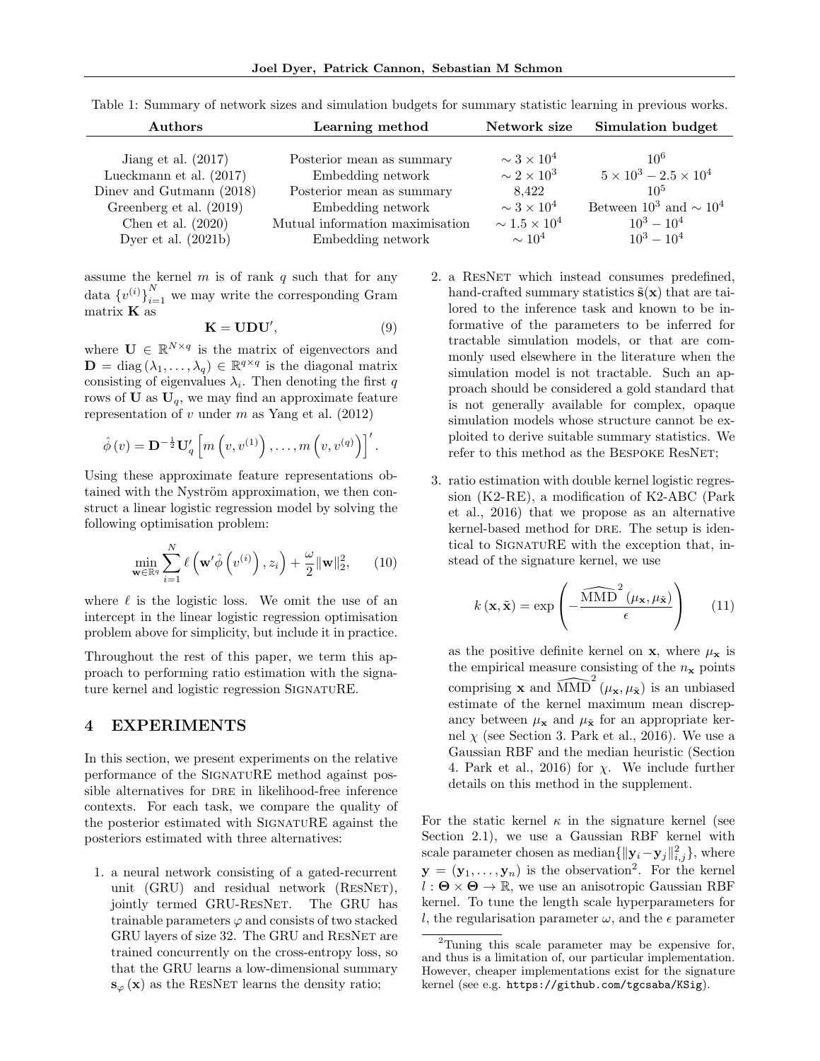Table 1: Summary of network sizes and simulation budgets for summary statistic learning in previous works.

| Authors | Learning method | Network size | Simulation budget |
|---|---|---|---|
| Jiang et al. (2017) | Posterior mean as summary | $\sim 3 \times 10^4$ | $10^6$ |
| Lueckmann et al. (2017) | Embedding network | $\sim 2 \times 10^3$ | $5 \times 10^3 - 2.5 \times 10^4$ |
| Dinev and Gutmann (2018) | Posterior mean as summary | 8,422 | $10^5$ |
| Greenberg et al. (2019) | Embedding network | $\sim 3 \times 10^4$ | Between $10^3$ and $\sim 10^4$ |
| Chen et al. (2020) | Mutual information maximisation | $\sim 1.5 \times 10^4$ | $10^3 - 10^4$ |
| Dyer et al. (2021b) | Embedding network | $\sim 10^4$ | $10^3 - 10^4$ |

assume the kernel $m$ is of rank $q$ such that for any data $\{v^{(i)}\}_{i=1}^N$ we may write the corresponding Gram matrix $\mathbf{K}$ as

$$\mathbf{K} = \mathbf{U}\mathbf{D}\mathbf{U}', \tag{9}$$

where $\mathbf{U} \in \mathbb{R}^{N \times q}$ is the matrix of eigenvectors and $\mathbf{D} = \operatorname{diag}(\lambda_1, \ldots, \lambda_q) \in \mathbb{R}^{q \times q}$ is the diagonal matrix consisting of eigenvalues $\lambda_i$. Then denoting the first $q$ rows of $\mathbf{U}$ as $\mathbf{U}_q$, we may find an approximate feature representation of $v$ under $m$ as Yang et al. (2012)

$$\hat{\phi}(v) = \mathbf{D}^{-\frac{1}{2}}\mathbf{U}_q' \left[ m\left(v, v^{(1)}\right), \ldots, m\left(v, v^{(q)}\right) \right]'.$$

Using these approximate feature representations obtained with the Nyström approximation, we then construct a linear logistic regression model by solving the following optimisation problem:

$$\min_{\mathbf{w} \in \mathbb{R}^q} \sum_{i=1}^N \ell\left(\mathbf{w}'\hat{\phi}\left(v^{(i)}\right), z_i\right) + \frac{\omega}{2}\|\mathbf{w}\|_2^2, \tag{10}$$

where $\ell$ is the logistic loss. We omit the use of an intercept in the linear logistic regression optimisation problem above for simplicity, but include it in practice.

Throughout the rest of this paper, we term this approach to performing ratio estimation with the signature kernel and logistic regression SignatuRE.

# 4 EXPERIMENTS

In this section, we present experiments on the relative performance of the SignatuRE method against possible alternatives for DRE in likelihood-free inference contexts. For each task, we compare the quality of the posterior estimated with SignatuRE against the posteriors estimated with three alternatives:

1. a neural network consisting of a gated-recurrent unit (GRU) and residual network (ResNet), jointly termed GRU-ResNet. The GRU has trainable parameters $\varphi$ and consists of two stacked GRU layers of size 32. The GRU and ResNet are trained concurrently on the cross-entropy loss, so that the GRU learns a low-dimensional summary $\mathbf{s}_\varphi(\mathbf{x})$ as the ResNet learns the density ratio;
2. a ResNet which instead consumes predefined, hand-crafted summary statistics $\tilde{\mathbf{s}}(\mathbf{x})$ that are tailored to the inference task and known to be informative of the parameters to be inferred for tractable simulation models, or that are commonly used elsewhere in the literature when the simulation model is not tractable. Such an approach should be considered a gold standard that is not generally available for complex, opaque simulation models whose structure cannot be exploited to derive suitable summary statistics. We refer to this method as the Bespoke ResNet;
3. ratio estimation with double kernel logistic regression (K2-RE), a modification of K2-ABC (Park et al., 2016) that we propose as an alternative kernel-based method for DRE. The setup is identical to SignatuRE with the exception that, instead of the signature kernel, we use

$$k(\mathbf{x}, \tilde{\mathbf{x}}) = \exp\left(-\frac{\widehat{\mathrm{MMD}}^2(\mu_\mathbf{x}, \mu_{\tilde{\mathbf{x}}})}{\epsilon}\right) \tag{11}$$

as the positive definite kernel on $\mathbf{x}$, where $\mu_\mathbf{x}$ is the empirical measure consisting of the $n_\mathbf{x}$ points comprising $\mathbf{x}$ and $\widehat{\mathrm{MMD}}^2(\mu_\mathbf{x}, \mu_{\tilde{\mathbf{x}}})$ is an unbiased estimate of the kernel maximum mean discrepancy between $\mu_\mathbf{x}$ and $\mu_{\tilde{\mathbf{x}}}$ for an appropriate kernel $\chi$ (see Section 3. Park et al., 2016). We use a Gaussian RBF and the median heuristic (Section 4. Park et al., 2016) for $\chi$. We include further details on this method in the supplement.

For the static kernel $\kappa$ in the signature kernel (see Section 2.1), we use a Gaussian RBF kernel with scale parameter chosen as $\mathrm{median}\{\|\mathbf{y}_i - \mathbf{y}_j\|_{i,j}^2\}$, where $\mathbf{y} = (\mathbf{y}_1, \ldots, \mathbf{y}_n)$ is the observation[2]. For the kernel $l : \boldsymbol{\Theta} \times \boldsymbol{\Theta} \to \mathbb{R}$, we use an anisotropic Gaussian RBF kernel. To tune the length scale hyperparameters for $l$, the regularisation parameter $\omega$, and the $\epsilon$ parameter

[2] Tuning this scale parameter may be expensive for, and thus is a limitation of, our particular implementation. However, cheaper implementations exist for the signature kernel (see e.g. https://github.com/tgcsaba/KSig).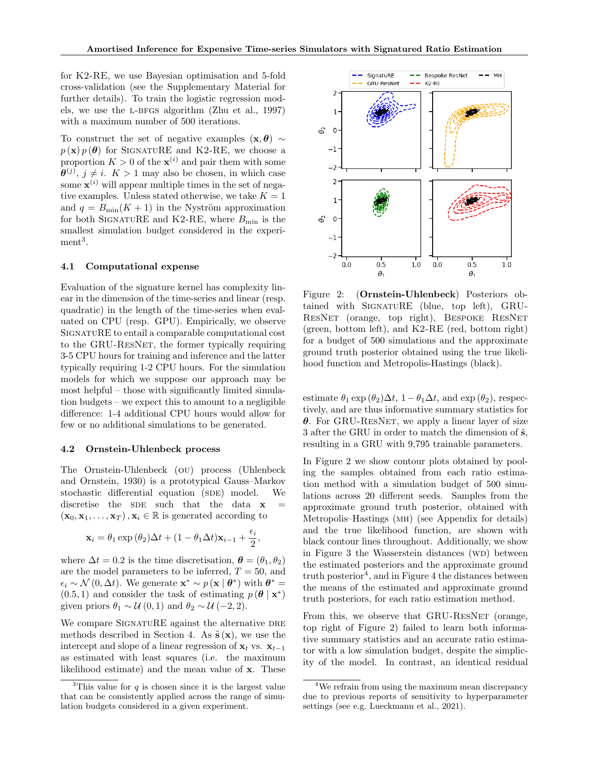for K2-RE, we use Bayesian optimisation and 5-fold cross-validation (see the Supplementary Material for further details). To train the logistic regression models, we use the L-BFGS algorithm (Zhu et al., 1997) with a maximum number of 500 iterations.

To construct the set of negative examples $(\mathbf{x}, \boldsymbol{\theta}) \sim p(\mathbf{x})\, p(\boldsymbol{\theta})$ for SIGNATURE and K2-RE, we choose a proportion $K > 0$ of the $\mathbf{x}^{(i)}$ and pair them with some $\boldsymbol{\theta}^{(j)}$, $j \neq i$. $K > 1$ may also be chosen, in which case some $\mathbf{x}^{(i)}$ will appear multiple times in the set of negative examples. Unless stated otherwise, we take $K = 1$ and $q = B_{\min}(K + 1)$ in the Nyström approximation for both SIGNATURE and K2-RE, where $B_{\min}$ is the smallest simulation budget considered in the experiment[3].

### 4.1 Computational expense

Evaluation of the signature kernel has complexity linear in the dimension of the time-series and linear (resp. quadratic) in the length of the time-series when evaluated on CPU (resp. GPU). Empirically, we observe SIGNATURE to entail a comparable computational cost to the GRU-RESNET, the former typically requiring 3-5 CPU hours for training and inference and the latter typically requiring 1-2 CPU hours. For the simulation models for which we suppose our approach may be most helpful – those with significantly limited simulation budgets – we expect this to amount to a negligible difference: 1-4 additional CPU hours would allow for few or no additional simulations to be generated.

### 4.2 Ornstein-Uhlenbeck process

The Ornstein-Uhlenbeck (OU) process (Uhlenbeck and Ornstein, 1930) is a prototypical Gauss–Markov stochastic differential equation (SDE) model. We discretise the SDE such that the data $\mathbf{x} = (\mathbf{x}_0, \mathbf{x}_1, \ldots, \mathbf{x}_T), \mathbf{x}_i \in \mathbb{R}$ is generated according to

$$\mathbf{x}_i = \theta_1 \exp(\theta_2)\Delta t + (1 - \theta_1 \Delta t)\mathbf{x}_{i-1} + \frac{\epsilon_i}{2},$$

where $\Delta t = 0.2$ is the time discretisation, $\boldsymbol{\theta} = (\theta_1, \theta_2)$ are the model parameters to be inferred, $T = 50$, and $\epsilon_i \sim \mathcal{N}(0, \Delta t)$. We generate $\mathbf{x}^* \sim p(\mathbf{x} \mid \boldsymbol{\theta}^*)$ with $\boldsymbol{\theta}^* = (0.5, 1)$ and consider the task of estimating $p(\boldsymbol{\theta} \mid \mathbf{x}^*)$ given priors $\theta_1 \sim \mathcal{U}(0, 1)$ and $\theta_2 \sim \mathcal{U}(-2, 2)$.

We compare SIGNATURE against the alternative DRE methods described in Section 4. As $\tilde{\mathbf{s}}(\mathbf{x})$, we use the intercept and slope of a linear regression of $\mathbf{x}_t$ vs. $\mathbf{x}_{t-1}$ as estimated with least squares (i.e. the maximum likelihood estimate) and the mean value of $\mathbf{x}$. These estimate $\theta_1 \exp(\theta_2)\Delta t$, $1 - \theta_1 \Delta t$, and $\exp(\theta_2)$, respectively, and are thus informative summary statistics for $\boldsymbol{\theta}$. For GRU-RESNET, we apply a linear layer of size 3 after the GRU in order to match the dimension of $\tilde{\mathbf{s}}$, resulting in a GRU with 9,795 trainable parameters.

Figure 2: (**Ornstein-Uhlenbeck**) Posteriors obtained with SIGNATURE (blue, top left), GRU-RESNET (orange, top right), BESPOKE RESNET (green, bottom left), and K2-RE (red, bottom right) for a budget of 500 simulations and the approximate ground truth posterior obtained using the true likelihood function and Metropolis-Hastings (black).

In Figure 2 we show contour plots obtained by pooling the samples obtained from each ratio estimation method with a simulation budget of 500 simulations across 20 different seeds. Samples from the approximate ground truth posterior, obtained with Metropolis–Hastings (MH) (see Appendix for details) and the true likelihood function, are shown with black contour lines throughout. Additionally, we show in Figure 3 the Wasserstein distances (WD) between the estimated posteriors and the approximate ground truth posterior[4], and in Figure 4 the distances between the means of the estimated and approximate ground truth posteriors, for each ratio estimation method.

From this, we observe that GRU-RESNET (orange, top right of Figure 2) failed to learn both informative summary statistics and an accurate ratio estimator with a low simulation budget, despite the simplicity of the model. In contrast, an identical residual

[3] This value for $q$ is chosen since it is the largest value that can be consistently applied across the range of simulation budgets considered in a given experiment.

[4] We refrain from using the maximum mean discrepancy due to previous reports of sensitivity to hyperparameter settings (see e.g. Lueckmann et al., 2021).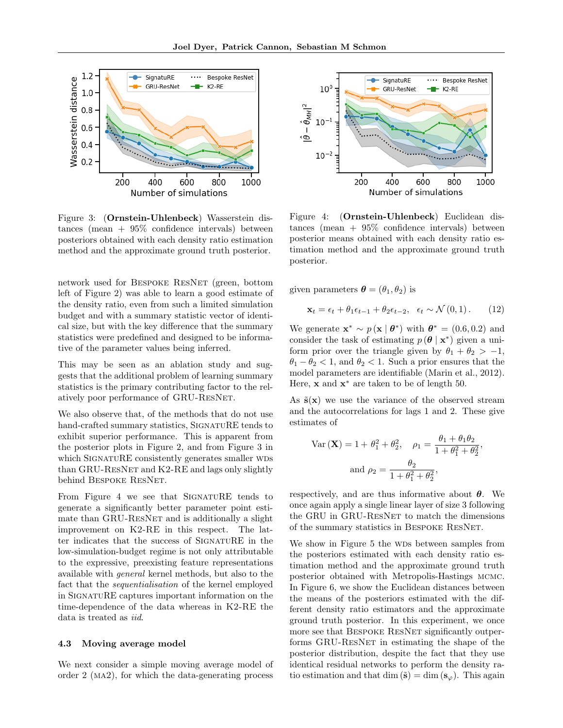Figure 3: (**Ornstein-Uhlenbeck**) Wasserstein distances (mean + 95% confidence intervals) between posteriors obtained with each density ratio estimation method and the approximate ground truth posterior.

Figure 4: (**Ornstein-Uhlenbeck**) Euclidean distances (mean + 95% confidence intervals) between posterior means obtained with each density ratio estimation method and the approximate ground truth posterior.

network used for Bespoke ResNet (green, bottom left of Figure 2) was able to learn a good estimate of the density ratio, even from such a limited simulation budget and with a summary statistic vector of identical size, but with the key difference that the summary statistics were predefined and designed to be informative of the parameter values being inferred.

This may be seen as an ablation study and suggests that the additional problem of learning summary statistics is the primary contributing factor to the relatively poor performance of GRU-ResNet.

We also observe that, of the methods that do not use hand-crafted summary statistics, SignatuRE tends to exhibit superior performance. This is apparent from the posterior plots in Figure 2, and from Figure 3 in which SignatuRE consistently generates smaller WDs than GRU-ResNet and K2-RE and lags only slightly behind Bespoke ResNet.

From Figure 4 we see that SignatuRE tends to generate a significantly better parameter point estimate than GRU-ResNet and is additionally a slight improvement on K2-RE in this respect. The latter indicates that the success of SignatuRE in the low-simulation-budget regime is not only attributable to the expressive, preexisting feature representations available with *general* kernel methods, but also to the fact that the *sequentialisation* of the kernel employed in SignatuRE captures important information on the time-dependence of the data whereas in K2-RE the data is treated as *iid*.

### 4.3 Moving average model

We next consider a simple moving average model of order 2 (MA2), for which the data-generating process given parameters $\boldsymbol{\theta} = (\theta_1, \theta_2)$ is

$$\mathbf{x}_t = \epsilon_t + \theta_1 \epsilon_{t-1} + \theta_2 \epsilon_{t-2}, \quad \epsilon_t \sim \mathcal{N}(0, 1). \tag{12}$$

We generate $\mathbf{x}^* \sim p(\mathbf{x} \mid \boldsymbol{\theta}^*)$ with $\boldsymbol{\theta}^* = (0.6, 0.2)$ and consider the task of estimating $p(\boldsymbol{\theta} \mid \mathbf{x}^*)$ given a uniform prior over the triangle given by $\theta_1 + \theta_2 > -1$, $\theta_1 - \theta_2 < 1$, and $\theta_2 < 1$. Such a prior ensures that the model parameters are identifiable (Marin et al., 2012). Here, $\mathbf{x}$ and $\mathbf{x}^*$ are taken to be of length 50.

As $\tilde{\mathbf{s}}(\mathbf{x})$ we use the variance of the observed stream and the autocorrelations for lags 1 and 2. These give estimates of

$$\mathrm{Var}(\mathbf{X}) = 1 + \theta_1^2 + \theta_2^2, \quad \rho_1 = \frac{\theta_1 + \theta_1\theta_2}{1 + \theta_1^2 + \theta_2^2},$$
$$\text{and } \rho_2 = \frac{\theta_2}{1 + \theta_1^2 + \theta_2^2},$$

respectively, and are thus informative about $\boldsymbol{\theta}$. We once again apply a single linear layer of size 3 following the GRU in GRU-ResNet to match the dimensions of the summary statistics in Bespoke ResNet.

We show in Figure 5 the WDs between samples from the posteriors estimated with each density ratio estimation method and the approximate ground truth posterior obtained with Metropolis-Hastings MCMC. In Figure 6, we show the Euclidean distances between the means of the posteriors estimated with the different density ratio estimators and the approximate ground truth posterior. In this experiment, we once more see that Bespoke ResNet significantly outperforms GRU-ResNet in estimating the shape of the posterior distribution, despite the fact that they use identical residual networks to perform the density ratio estimation and that $\dim(\tilde{\mathbf{s}}) = \dim(\mathbf{s}_\varphi)$. This again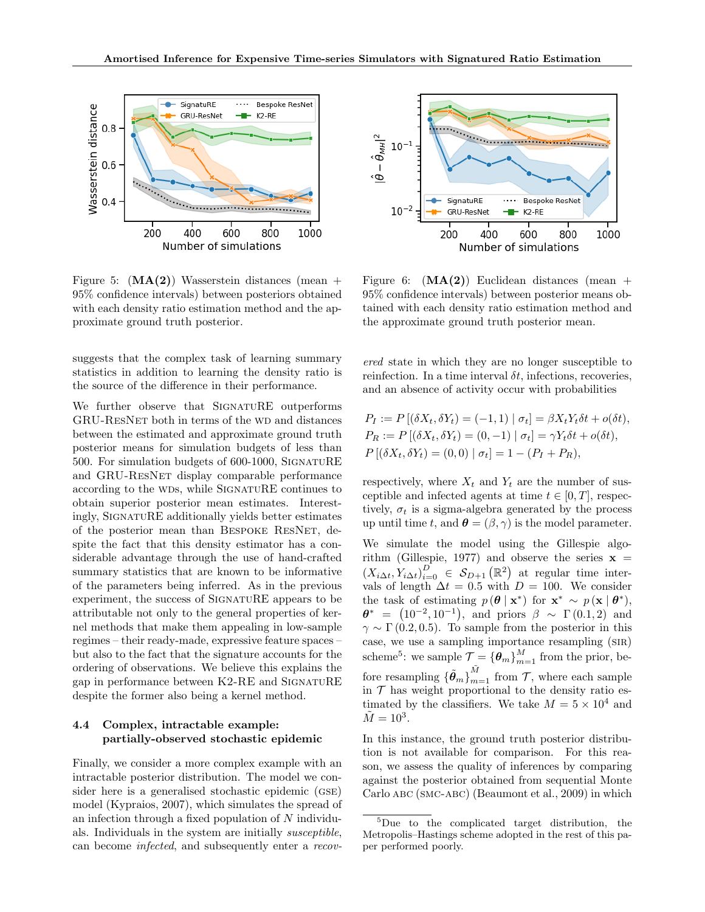Figure 5: (**MA(2)**) Wasserstein distances (mean + 95% confidence intervals) between posteriors obtained with each density ratio estimation method and the approximate ground truth posterior.

Figure 6: (**MA(2)**) Euclidean distances (mean + 95% confidence intervals) between posterior means obtained with each density ratio estimation method and the approximate ground truth posterior mean.

suggests that the complex task of learning summary statistics in addition to learning the density ratio is the source of the difference in their performance.

We further observe that SignatuRE outperforms GRU-ResNet both in terms of the WD and distances between the estimated and approximate ground truth posterior means for simulation budgets of less than 500. For simulation budgets of 600-1000, SignatuRE and GRU-ResNet display comparable performance according to the WDs, while SignatuRE continues to obtain superior posterior mean estimates. Interestingly, SignatuRE additionally yields better estimates of the posterior mean than Bespoke ResNet, despite the fact that this density estimator has a considerable advantage through the use of hand-crafted summary statistics that are known to be informative of the parameters being inferred. As in the previous experiment, the success of SignatuRE appears to be attributable not only to the general properties of kernel methods that make them appealing in low-sample regimes – their ready-made, expressive feature spaces – but also to the fact that the signature accounts for the ordering of observations. We believe this explains the gap in performance between K2-RE and SignatuRE despite the former also being a kernel method.

### 4.4 Complex, intractable example: partially-observed stochastic epidemic

Finally, we consider a more complex example with an intractable posterior distribution. The model we consider here is a generalised stochastic epidemic (GSE) model (Kypraios, 2007), which simulates the spread of an infection through a fixed population of $N$ individuals. Individuals in the system are initially *susceptible*, can become *infected*, and subsequently enter a *recovered* state in which they are no longer susceptible to reinfection. In a time interval $\delta t$, infections, recoveries, and an absence of activity occur with probabilities

$$
\begin{aligned}
P_I &:= P\left[(\delta X_t, \delta Y_t) = (-1, 1) \mid \sigma_t\right] = \beta X_t Y_t \delta t + o(\delta t), \\
P_R &:= P\left[(\delta X_t, \delta Y_t) = (0, -1) \mid \sigma_t\right] = \gamma Y_t \delta t + o(\delta t), \\
P&\left[(\delta X_t, \delta Y_t) = (0, 0) \mid \sigma_t\right] = 1 - (P_I + P_R),
\end{aligned}
$$

respectively, where $X_t$ and $Y_t$ are the number of susceptible and infected agents at time $t \in [0, T]$, respectively, $\sigma_t$ is a sigma-algebra generated by the process up until time $t$, and $\boldsymbol{\theta} = (\beta, \gamma)$ is the model parameter.

We simulate the model using the Gillespie algorithm (Gillespie, 1977) and observe the series $\mathbf{x} = (X_{i\Delta t}, Y_{i\Delta t})_{i=0}^{D} \in \mathcal{S}_{D+1}\left(\mathbb{R}^2\right)$ at regular time intervals of length $\Delta t = 0.5$ with $D = 100$. We consider the task of estimating $p\left(\boldsymbol{\theta} \mid \mathbf{x}^*\right)$ for $\mathbf{x}^* \sim p\left(\mathbf{x} \mid \boldsymbol{\theta}^*\right)$, $\boldsymbol{\theta}^* = \left(10^{-2}, 10^{-1}\right)$, and priors $\beta \sim \Gamma(0.1, 2)$ and $\gamma \sim \Gamma(0.2, 0.5)$. To sample from the posterior in this case, we use a sampling importance resampling (SIR) scheme[5]: we sample $\mathcal{T} = \{\boldsymbol{\theta}_m\}_{m=1}^{M}$ from the prior, before resampling $\{\tilde{\boldsymbol{\theta}}_m\}_{m=1}^{\tilde{M}}$ from $\mathcal{T}$, where each sample in $\mathcal{T}$ has weight proportional to the density ratio estimated by the classifiers. We take $M = 5 \times 10^4$ and $\tilde{M} = 10^3$.

In this instance, the ground truth posterior distribution is not available for comparison. For this reason, we assess the quality of inferences by comparing against the posterior obtained from sequential Monte Carlo ABC (SMC-ABC) (Beaumont et al., 2009) in which

[5]Due to the complicated target distribution, the Metropolis–Hastings scheme adopted in the rest of this paper performed poorly.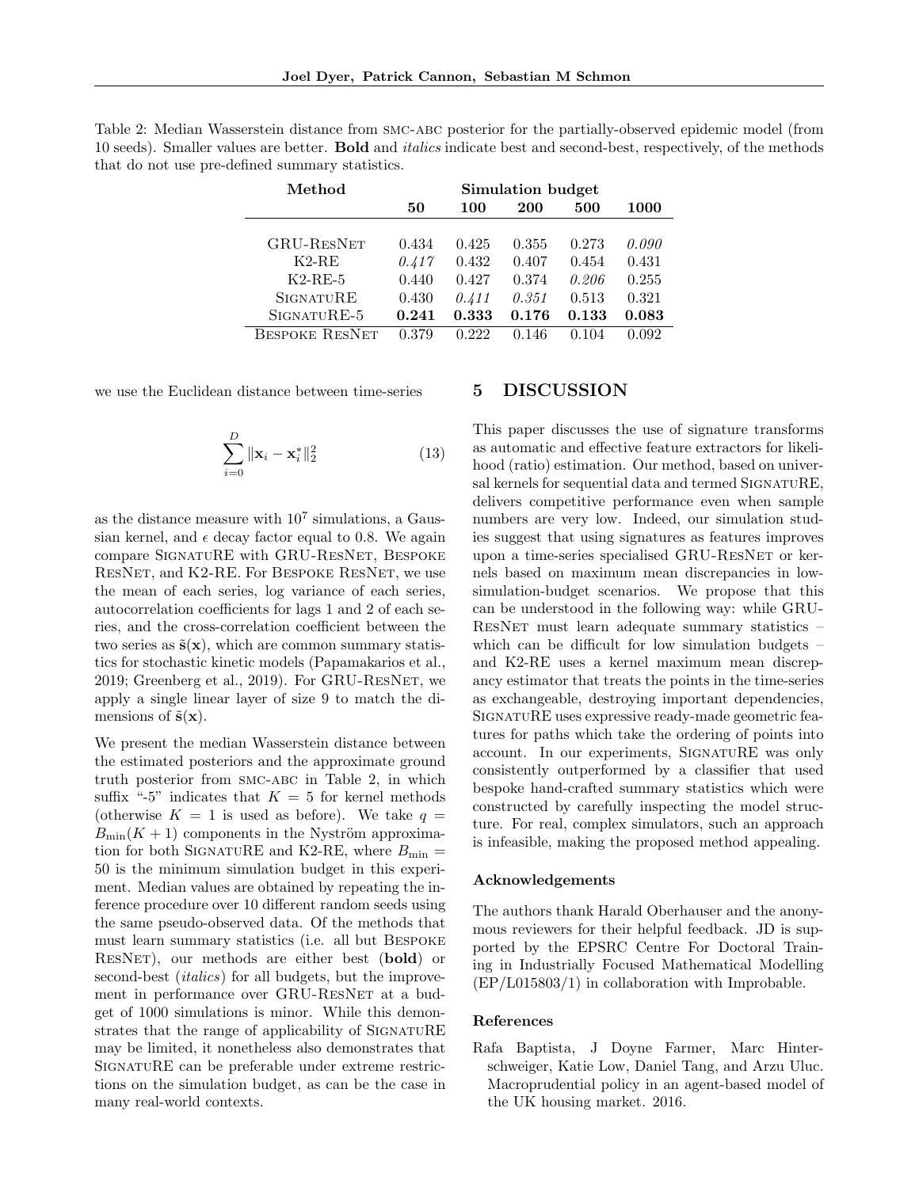Table 2: Median Wasserstein distance from SMC-ABC posterior for the partially-observed epidemic model (from 10 seeds). Smaller values are better. **Bold** and *italics* indicate best and second-best, respectively, of the methods that do not use pre-defined summary statistics.

| Method | Simulation budget | | | | |
|---|---|---|---|---|---|
| | **50** | **100** | **200** | **500** | **1000** |
| GRU-ResNet | 0.434 | 0.425 | 0.355 | 0.273 | *0.090* |
| K2-RE | *0.417* | 0.432 | 0.407 | 0.454 | 0.431 |
| K2-RE-5 | 0.440 | 0.427 | 0.374 | *0.206* | 0.255 |
| SignatuRE | 0.430 | *0.411* | *0.351* | 0.513 | 0.321 |
| SignatuRE-5 | **0.241** | **0.333** | **0.176** | **0.133** | **0.083** |
| Bespoke ResNet | 0.379 | 0.222 | 0.146 | 0.104 | 0.092 |

we use the Euclidean distance between time-series

$$\sum_{i=0}^{D} \|\mathbf{x}_i - \mathbf{x}_i^*\|_2^2 \tag{13}$$

as the distance measure with $10^7$ simulations, a Gaussian kernel, and $\epsilon$ decay factor equal to 0.8. We again compare SignatuRE with GRU-ResNet, Bespoke ResNet, and K2-RE. For Bespoke ResNet, we use the mean of each series, log variance of each series, autocorrelation coefficients for lags 1 and 2 of each series, and the cross-correlation coefficient between the two series as $\tilde{\mathbf{s}}(\mathbf{x})$, which are common summary statistics for stochastic kinetic models (Papamakarios et al., 2019; Greenberg et al., 2019). For GRU-ResNet, we apply a single linear layer of size 9 to match the dimensions of $\tilde{\mathbf{s}}(\mathbf{x})$.

We present the median Wasserstein distance between the estimated posteriors and the approximate ground truth posterior from SMC-ABC in Table 2, in which suffix "-5" indicates that $K = 5$ for kernel methods (otherwise $K = 1$ is used as before). We take $q = B_{\min}(K+1)$ components in the Nyström approximation for both SignatuRE and K2-RE, where $B_{\min} = 50$ is the minimum simulation budget in this experiment. Median values are obtained by repeating the inference procedure over 10 different random seeds using the same pseudo-observed data. Of the methods that must learn summary statistics (i.e. all but Bespoke ResNet), our methods are either best (**bold**) or second-best (*italics*) for all budgets, but the improvement in performance over GRU-ResNet at a budget of 1000 simulations is minor. While this demonstrates that the range of applicability of SignatuRE may be limited, it nonetheless also demonstrates that SignatuRE can be preferable under extreme restrictions on the simulation budget, as can be the case in many real-world contexts.

## 5 DISCUSSION

This paper discusses the use of signature transforms as automatic and effective feature extractors for likelihood (ratio) estimation. Our method, based on universal kernels for sequential data and termed SignatuRE, delivers competitive performance even when sample numbers are very low. Indeed, our simulation studies suggest that using signatures as features improves upon a time-series specialised GRU-ResNet or kernels based on maximum mean discrepancies in low-simulation-budget scenarios. We propose that this can be understood in the following way: while GRU-ResNet must learn adequate summary statistics – which can be difficult for low simulation budgets – and K2-RE uses a kernel maximum mean discrepancy estimator that treats the points in the time-series as exchangeable, destroying important dependencies, SignatuRE uses expressive ready-made geometric features for paths which take the ordering of points into account. In our experiments, SignatuRE was only consistently outperformed by a classifier that used bespoke hand-crafted summary statistics which were constructed by carefully inspecting the model structure. For real, complex simulators, such an approach is infeasible, making the proposed method appealing.

#### Acknowledgements

The authors thank Harald Oberhauser and the anonymous reviewers for their helpful feedback. JD is supported by the EPSRC Centre For Doctoral Training in Industrially Focused Mathematical Modelling (EP/L015803/1) in collaboration with Improbable.

#### References

Rafa Baptista, J Doyne Farmer, Marc Hinterschweiger, Katie Low, Daniel Tang, and Arzu Uluc. Macroprudential policy in an agent-based model of the UK housing market. 2016.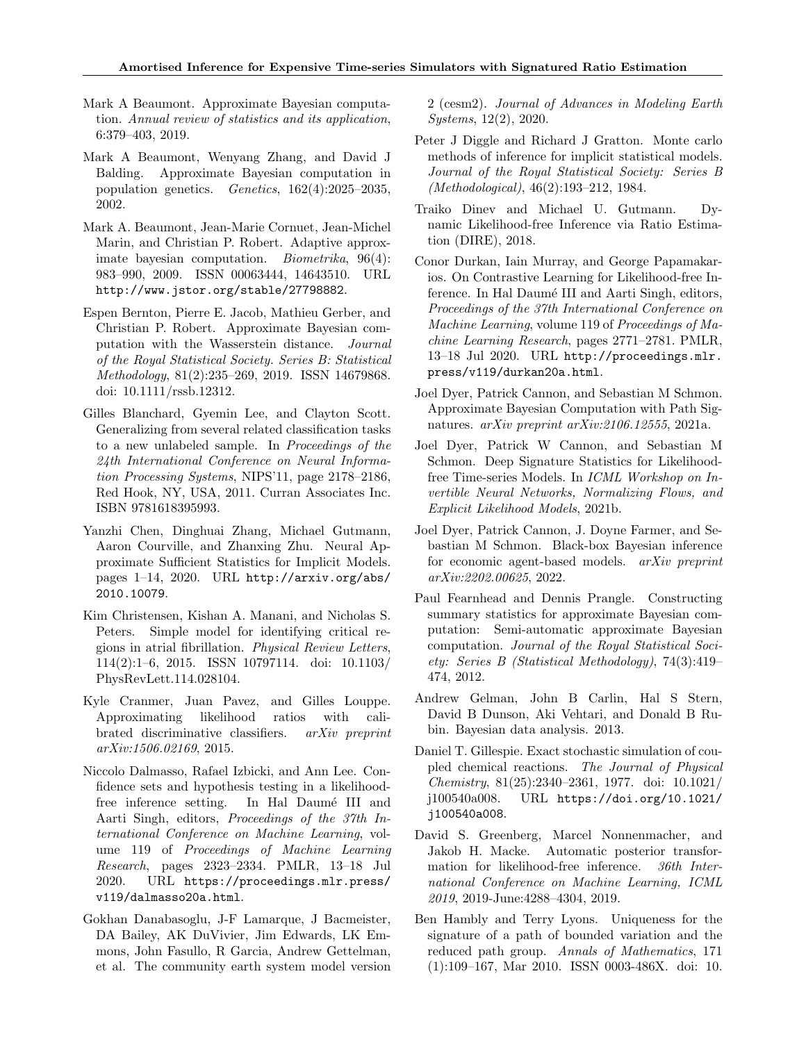Mark A Beaumont. Approximate Bayesian computation. *Annual review of statistics and its application*, 6:379–403, 2019.

Mark A Beaumont, Wenyang Zhang, and David J Balding. Approximate Bayesian computation in population genetics. *Genetics*, 162(4):2025–2035, 2002.

Mark A. Beaumont, Jean-Marie Cornuet, Jean-Michel Marin, and Christian P. Robert. Adaptive approximate bayesian computation. *Biometrika*, 96(4): 983–990, 2009. ISSN 00063444, 14643510. URL http://www.jstor.org/stable/27798882.

Espen Bernton, Pierre E. Jacob, Mathieu Gerber, and Christian P. Robert. Approximate Bayesian computation with the Wasserstein distance. *Journal of the Royal Statistical Society. Series B: Statistical Methodology*, 81(2):235–269, 2019. ISSN 14679868. doi: 10.1111/rssb.12312.

Gilles Blanchard, Gyemin Lee, and Clayton Scott. Generalizing from several related classification tasks to a new unlabeled sample. In *Proceedings of the 24th International Conference on Neural Information Processing Systems*, NIPS'11, page 2178–2186, Red Hook, NY, USA, 2011. Curran Associates Inc. ISBN 9781618395993.

Yanzhi Chen, Dinghuai Zhang, Michael Gutmann, Aaron Courville, and Zhanxing Zhu. Neural Approximate Sufficient Statistics for Implicit Models. pages 1–14, 2020. URL http://arxiv.org/abs/2010.10079.

Kim Christensen, Kishan A. Manani, and Nicholas S. Peters. Simple model for identifying critical regions in atrial fibrillation. *Physical Review Letters*, 114(2):1–6, 2015. ISSN 10797114. doi: 10.1103/PhysRevLett.114.028104.

Kyle Cranmer, Juan Pavez, and Gilles Louppe. Approximating likelihood ratios with calibrated discriminative classifiers. *arXiv preprint arXiv:1506.02169*, 2015.

Niccolo Dalmasso, Rafael Izbicki, and Ann Lee. Confidence sets and hypothesis testing in a likelihood-free inference setting. In Hal Daumé III and Aarti Singh, editors, *Proceedings of the 37th International Conference on Machine Learning*, volume 119 of *Proceedings of Machine Learning Research*, pages 2323–2334. PMLR, 13–18 Jul 2020. URL https://proceedings.mlr.press/v119/dalmasso20a.html.

Gokhan Danabasoglu, J-F Lamarque, J Bacmeister, DA Bailey, AK DuVivier, Jim Edwards, LK Emmons, John Fasullo, R Garcia, Andrew Gettelman, et al. The community earth system model version 2 (cesm2). *Journal of Advances in Modeling Earth Systems*, 12(2), 2020.

Peter J Diggle and Richard J Gratton. Monte carlo methods of inference for implicit statistical models. *Journal of the Royal Statistical Society: Series B (Methodological)*, 46(2):193–212, 1984.

Traiko Dinev and Michael U. Gutmann. Dynamic Likelihood-free Inference via Ratio Estimation (DIRE), 2018.

Conor Durkan, Iain Murray, and George Papamakarios. On Contrastive Learning for Likelihood-free Inference. In Hal Daumé III and Aarti Singh, editors, *Proceedings of the 37th International Conference on Machine Learning*, volume 119 of *Proceedings of Machine Learning Research*, pages 2771–2781. PMLR, 13–18 Jul 2020. URL http://proceedings.mlr.press/v119/durkan20a.html.

Joel Dyer, Patrick Cannon, and Sebastian M Schmon. Approximate Bayesian Computation with Path Signatures. *arXiv preprint arXiv:2106.12555*, 2021a.

Joel Dyer, Patrick W Cannon, and Sebastian M Schmon. Deep Signature Statistics for Likelihood-free Time-series Models. In *ICML Workshop on Invertible Neural Networks, Normalizing Flows, and Explicit Likelihood Models*, 2021b.

Joel Dyer, Patrick Cannon, J. Doyne Farmer, and Sebastian M Schmon. Black-box Bayesian inference for economic agent-based models. *arXiv preprint arXiv:2202.00625*, 2022.

Paul Fearnhead and Dennis Prangle. Constructing summary statistics for approximate Bayesian computation: Semi-automatic approximate Bayesian computation. *Journal of the Royal Statistical Society: Series B (Statistical Methodology)*, 74(3):419–474, 2012.

Andrew Gelman, John B Carlin, Hal S Stern, David B Dunson, Aki Vehtari, and Donald B Rubin. Bayesian data analysis. 2013.

Daniel T. Gillespie. Exact stochastic simulation of coupled chemical reactions. *The Journal of Physical Chemistry*, 81(25):2340–2361, 1977. doi: 10.1021/j100540a008. URL https://doi.org/10.1021/j100540a008.

David S. Greenberg, Marcel Nonnenmacher, and Jakob H. Macke. Automatic posterior transformation for likelihood-free inference. *36th International Conference on Machine Learning, ICML 2019*, 2019-June:4288–4304, 2019.

Ben Hambly and Terry Lyons. Uniqueness for the signature of a path of bounded variation and the reduced path group. *Annals of Mathematics*, 171 (1):109–167, Mar 2010. ISSN 0003-486X. doi: 10.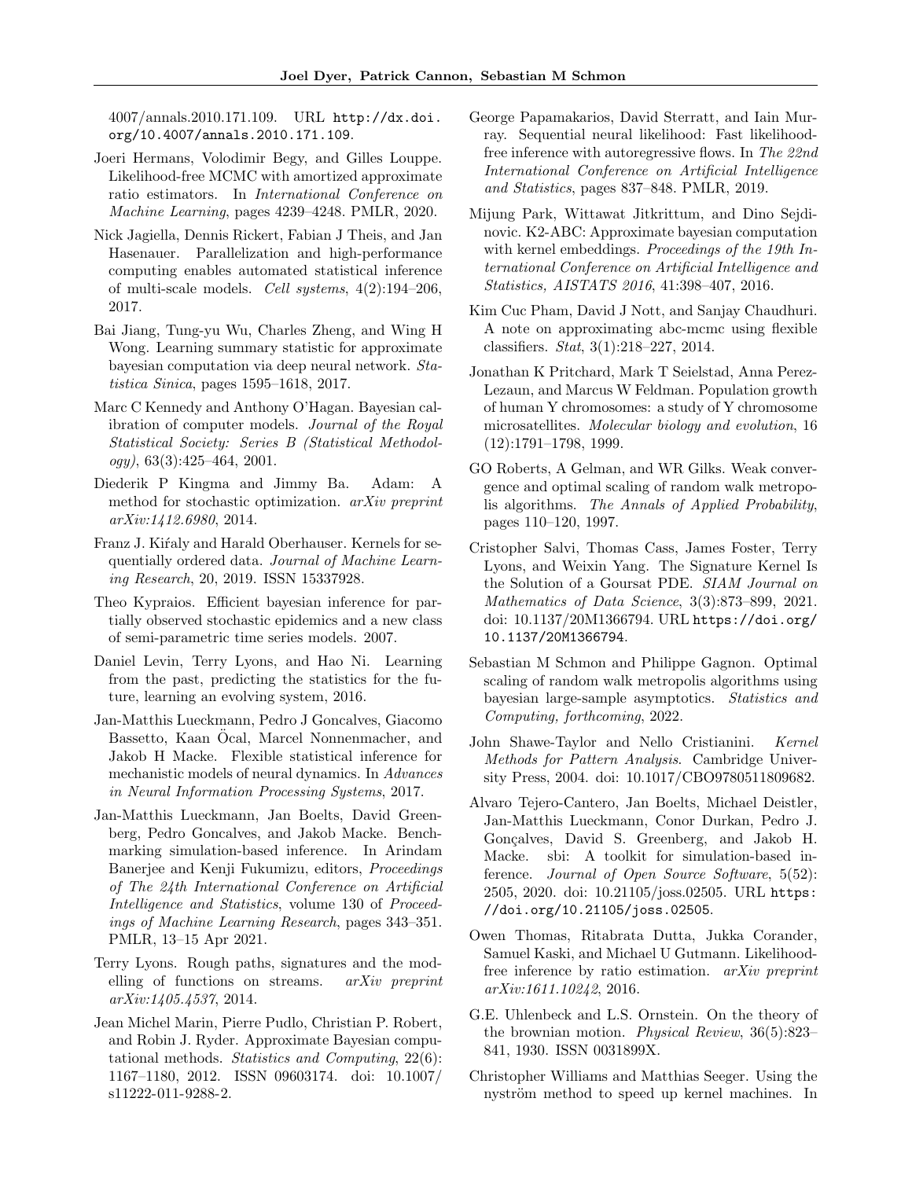4007/annals.2010.171.109. URL http://dx.doi.org/10.4007/annals.2010.171.109.

Joeri Hermans, Volodimir Begy, and Gilles Louppe. Likelihood-free MCMC with amortized approximate ratio estimators. In *International Conference on Machine Learning*, pages 4239–4248. PMLR, 2020.

Nick Jagiella, Dennis Rickert, Fabian J Theis, and Jan Hasenauer. Parallelization and high-performance computing enables automated statistical inference of multi-scale models. *Cell systems*, 4(2):194–206, 2017.

Bai Jiang, Tung-yu Wu, Charles Zheng, and Wing H Wong. Learning summary statistic for approximate bayesian computation via deep neural network. *Statistica Sinica*, pages 1595–1618, 2017.

Marc C Kennedy and Anthony O'Hagan. Bayesian calibration of computer models. *Journal of the Royal Statistical Society: Series B (Statistical Methodology)*, 63(3):425–464, 2001.

Diederik P Kingma and Jimmy Ba. Adam: A method for stochastic optimization. *arXiv preprint arXiv:1412.6980*, 2014.

Franz J. Kiŕaly and Harald Oberhauser. Kernels for sequentially ordered data. *Journal of Machine Learning Research*, 20, 2019. ISSN 15337928.

Theo Kypraios. Efficient bayesian inference for partially observed stochastic epidemics and a new class of semi-parametric time series models. 2007.

Daniel Levin, Terry Lyons, and Hao Ni. Learning from the past, predicting the statistics for the future, learning an evolving system, 2016.

Jan-Matthis Lueckmann, Pedro J Goncalves, Giacomo Bassetto, Kaan Öcal, Marcel Nonnenmacher, and Jakob H Macke. Flexible statistical inference for mechanistic models of neural dynamics. In *Advances in Neural Information Processing Systems*, 2017.

Jan-Matthis Lueckmann, Jan Boelts, David Greenberg, Pedro Goncalves, and Jakob Macke. Benchmarking simulation-based inference. In Arindam Banerjee and Kenji Fukumizu, editors, *Proceedings of The 24th International Conference on Artificial Intelligence and Statistics*, volume 130 of *Proceedings of Machine Learning Research*, pages 343–351. PMLR, 13–15 Apr 2021.

Terry Lyons. Rough paths, signatures and the modelling of functions on streams. *arXiv preprint arXiv:1405.4537*, 2014.

Jean Michel Marin, Pierre Pudlo, Christian P. Robert, and Robin J. Ryder. Approximate Bayesian computational methods. *Statistics and Computing*, 22(6): 1167–1180, 2012. ISSN 09603174. doi: 10.1007/s11222-011-9288-2.

George Papamakarios, David Sterratt, and Iain Murray. Sequential neural likelihood: Fast likelihood-free inference with autoregressive flows. In *The 22nd International Conference on Artificial Intelligence and Statistics*, pages 837–848. PMLR, 2019.

Mijung Park, Wittawat Jitkrittum, and Dino Sejdinovic. K2-ABC: Approximate bayesian computation with kernel embeddings. *Proceedings of the 19th International Conference on Artificial Intelligence and Statistics, AISTATS 2016*, 41:398–407, 2016.

Kim Cuc Pham, David J Nott, and Sanjay Chaudhuri. A note on approximating abc-mcmc using flexible classifiers. *Stat*, 3(1):218–227, 2014.

Jonathan K Pritchard, Mark T Seielstad, Anna Perez-Lezaun, and Marcus W Feldman. Population growth of human Y chromosomes: a study of Y chromosome microsatellites. *Molecular biology and evolution*, 16 (12):1791–1798, 1999.

GO Roberts, A Gelman, and WR Gilks. Weak convergence and optimal scaling of random walk metropolis algorithms. *The Annals of Applied Probability*, pages 110–120, 1997.

Cristopher Salvi, Thomas Cass, James Foster, Terry Lyons, and Weixin Yang. The Signature Kernel Is the Solution of a Goursat PDE. *SIAM Journal on Mathematics of Data Science*, 3(3):873–899, 2021. doi: 10.1137/20M1366794. URL https://doi.org/10.1137/20M1366794.

Sebastian M Schmon and Philippe Gagnon. Optimal scaling of random walk metropolis algorithms using bayesian large-sample asymptotics. *Statistics and Computing, forthcoming*, 2022.

John Shawe-Taylor and Nello Cristianini. *Kernel Methods for Pattern Analysis*. Cambridge University Press, 2004. doi: 10.1017/CBO9780511809682.

Alvaro Tejero-Cantero, Jan Boelts, Michael Deistler, Jan-Matthis Lueckmann, Conor Durkan, Pedro J. Gonçalves, David S. Greenberg, and Jakob H. Macke. sbi: A toolkit for simulation-based inference. *Journal of Open Source Software*, 5(52): 2505, 2020. doi: 10.21105/joss.02505. URL https://doi.org/10.21105/joss.02505.

Owen Thomas, Ritabrata Dutta, Jukka Corander, Samuel Kaski, and Michael U Gutmann. Likelihood-free inference by ratio estimation. *arXiv preprint arXiv:1611.10242*, 2016.

G.E. Uhlenbeck and L.S. Ornstein. On the theory of the brownian motion. *Physical Review*, 36(5):823–841, 1930. ISSN 0031899X.

Christopher Williams and Matthias Seeger. Using the nyström method to speed up kernel machines. In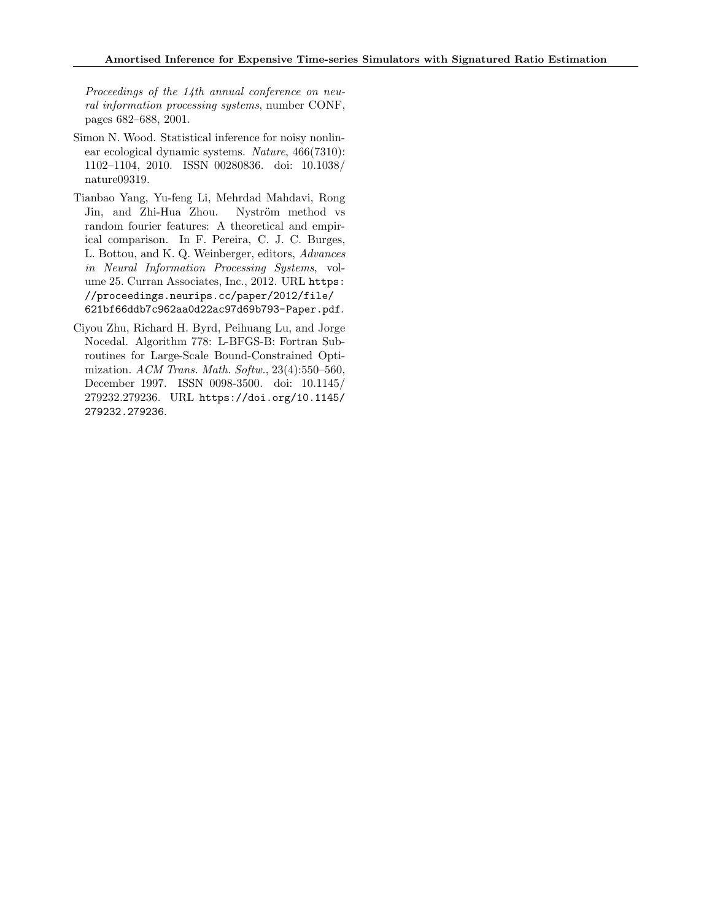*Proceedings of the 14th annual conference on neural information processing systems*, number CONF, pages 682–688, 2001.

Simon N. Wood. Statistical inference for noisy nonlinear ecological dynamic systems. *Nature*, 466(7310): 1102–1104, 2010. ISSN 00280836. doi: 10.1038/nature09319.

Tianbao Yang, Yu-feng Li, Mehrdad Mahdavi, Rong Jin, and Zhi-Hua Zhou. Nyström method vs random fourier features: A theoretical and empirical comparison. In F. Pereira, C. J. C. Burges, L. Bottou, and K. Q. Weinberger, editors, *Advances in Neural Information Processing Systems*, volume 25. Curran Associates, Inc., 2012. URL `https://proceedings.neurips.cc/paper/2012/file/621bf66ddb7c962aa0d22ac97d69b793-Paper.pdf`.

Ciyou Zhu, Richard H. Byrd, Peihuang Lu, and Jorge Nocedal. Algorithm 778: L-BFGS-B: Fortran Subroutines for Large-Scale Bound-Constrained Optimization. *ACM Trans. Math. Softw.*, 23(4):550–560, December 1997. ISSN 0098-3500. doi: 10.1145/279232.279236. URL `https://doi.org/10.1145/279232.279236`.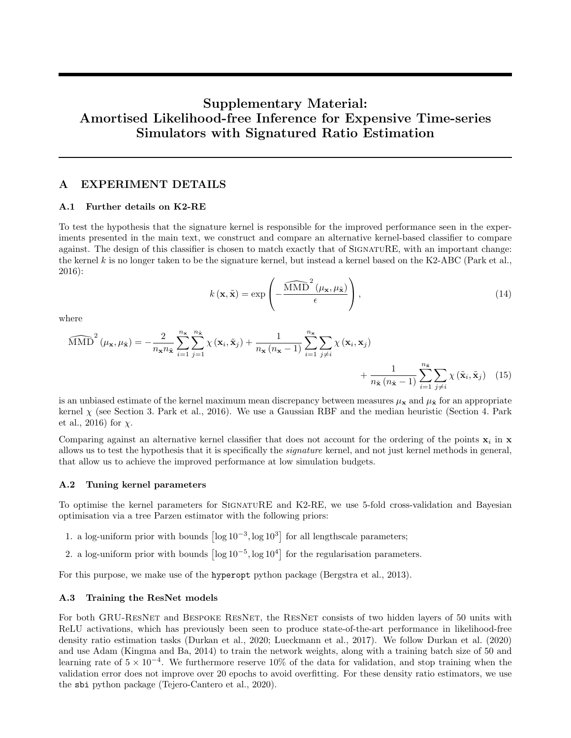# Supplementary Material: Amortised Likelihood-free Inference for Expensive Time-series Simulators with Signatured Ratio Estimation

## A EXPERIMENT DETAILS

### A.1 Further details on K2-RE

To test the hypothesis that the signature kernel is responsible for the improved performance seen in the experiments presented in the main text, we construct and compare an alternative kernel-based classifier to compare against. The design of this classifier is chosen to match exactly that of SignatuRE, with an important change: the kernel $k$ is no longer taken to be the signature kernel, but instead a kernel based on the K2-ABC (Park et al., 2016):

$$k(\mathbf{x}, \tilde{\mathbf{x}}) = \exp\left(-\frac{\widehat{\mathrm{MMD}}^2(\mu_{\mathbf{x}}, \mu_{\tilde{\mathbf{x}}})}{\epsilon}\right), \tag{14}$$

where

$$\widehat{\mathrm{MMD}}^2(\mu_{\mathbf{x}}, \mu_{\tilde{\mathbf{x}}}) = -\frac{2}{n_{\mathbf{x}} n_{\tilde{\mathbf{x}}}} \sum_{i=1}^{n_{\mathbf{x}}} \sum_{j=1}^{n_{\tilde{\mathbf{x}}}} \chi(\mathbf{x}_i, \tilde{\mathbf{x}}_j) + \frac{1}{n_{\mathbf{x}}(n_{\mathbf{x}} - 1)} \sum_{i=1}^{n_{\mathbf{x}}} \sum_{j \neq i} \chi(\mathbf{x}_i, \mathbf{x}_j) + \frac{1}{n_{\tilde{\mathbf{x}}}(n_{\tilde{\mathbf{x}}} - 1)} \sum_{i=1}^{n_{\tilde{\mathbf{x}}}} \sum_{j \neq i} \chi(\tilde{\mathbf{x}}_i, \tilde{\mathbf{x}}_j) \tag{15}$$

is an unbiased estimate of the kernel maximum mean discrepancy between measures $\mu_{\mathbf{x}}$ and $\mu_{\tilde{\mathbf{x}}}$ for an appropriate kernel $\chi$ (see Section 3. Park et al., 2016). We use a Gaussian RBF and the median heuristic (Section 4. Park et al., 2016) for $\chi$.

Comparing against an alternative kernel classifier that does not account for the ordering of the points $\mathbf{x}_i$ in $\mathbf{x}$ allows us to test the hypothesis that it is specifically the *signature* kernel, and not just kernel methods in general, that allow us to achieve the improved performance at low simulation budgets.

### A.2 Tuning kernel parameters

To optimise the kernel parameters for SignatuRE and K2-RE, we use 5-fold cross-validation and Bayesian optimisation via a tree Parzen estimator with the following priors:

1. a log-uniform prior with bounds $\left[\log 10^{-3}, \log 10^{3}\right]$ for all lengthscale parameters;
2. a log-uniform prior with bounds $\left[\log 10^{-5}, \log 10^{4}\right]$ for the regularisation parameters.

For this purpose, we make use of the `hyperopt` python package (Bergstra et al., 2013).

### A.3 Training the ResNet models

For both GRU-ResNet and Bespoke ResNet, the ResNet consists of two hidden layers of 50 units with ReLU activations, which has previously been seen to produce state-of-the-art performance in likelihood-free density ratio estimation tasks (Durkan et al., 2020; Lueckmann et al., 2017). We follow Durkan et al. (2020) and use Adam (Kingma and Ba, 2014) to train the network weights, along with a training batch size of 50 and learning rate of $5 \times 10^{-4}$. We furthermore reserve 10% of the data for validation, and stop training when the validation error does not improve over 20 epochs to avoid overfitting. For these density ratio estimators, we use the `sbi` python package (Tejero-Cantero et al., 2020).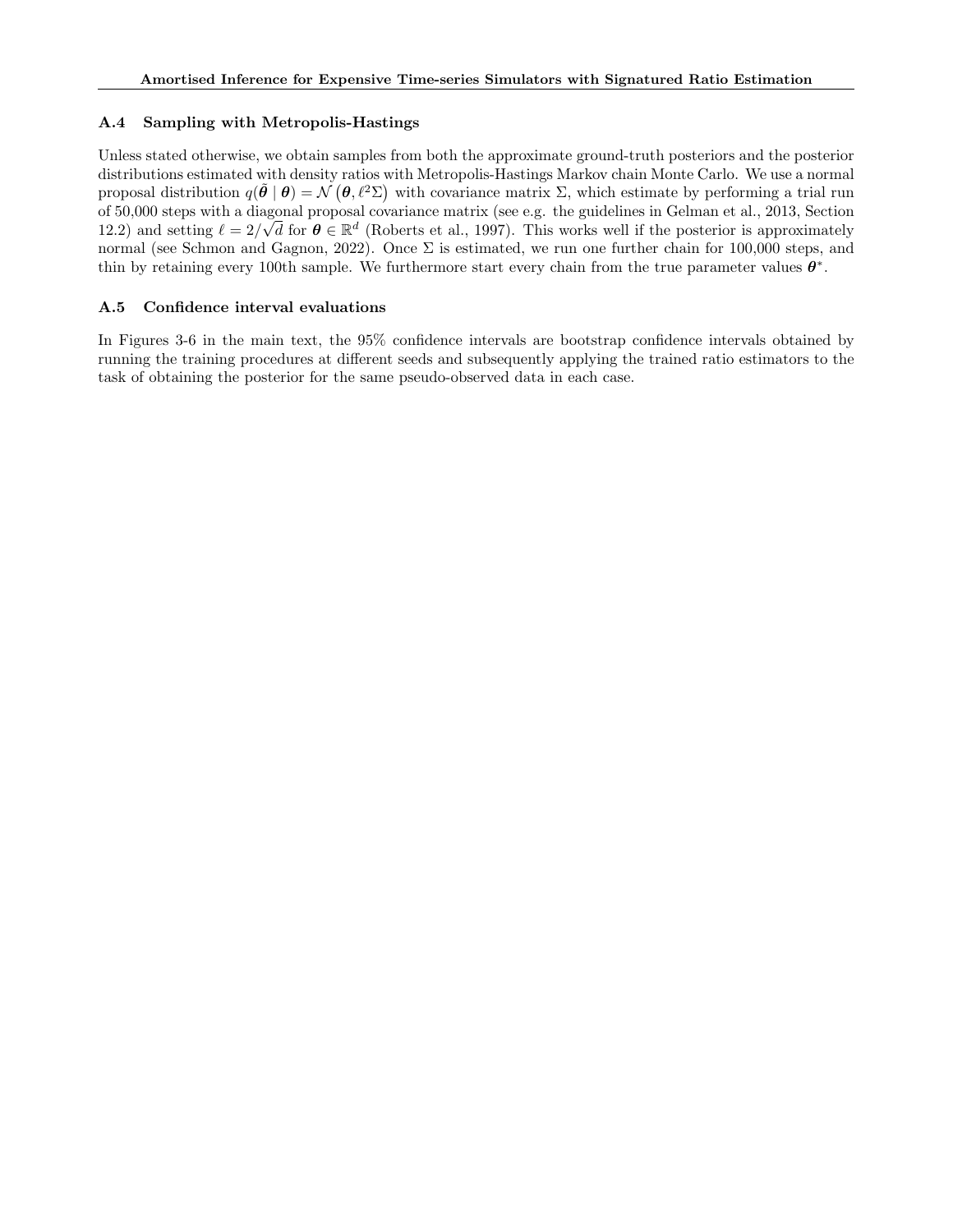### A.4 Sampling with Metropolis-Hastings

Unless stated otherwise, we obtain samples from both the approximate ground-truth posteriors and the posterior distributions estimated with density ratios with Metropolis-Hastings Markov chain Monte Carlo. We use a normal proposal distribution $q(\bar{\boldsymbol{\theta}} \mid \boldsymbol{\theta}) = \mathcal{N}\left(\boldsymbol{\theta}, \ell^2\Sigma\right)$ with covariance matrix $\Sigma$, which estimate by performing a trial run of 50,000 steps with a diagonal proposal covariance matrix (see e.g. the guidelines in Gelman et al., 2013, Section 12.2) and setting $\ell = 2/\sqrt{d}$ for $\boldsymbol{\theta} \in \mathbb{R}^d$ (Roberts et al., 1997). This works well if the posterior is approximately normal (see Schmon and Gagnon, 2022). Once $\Sigma$ is estimated, we run one further chain for 100,000 steps, and thin by retaining every 100th sample. We furthermore start every chain from the true parameter values $\boldsymbol{\theta}^*$.

### A.5 Confidence interval evaluations

In Figures 3-6 in the main text, the 95% confidence intervals are bootstrap confidence intervals obtained by running the training procedures at different seeds and subsequently applying the trained ratio estimators to the task of obtaining the posterior for the same pseudo-observed data in each case.